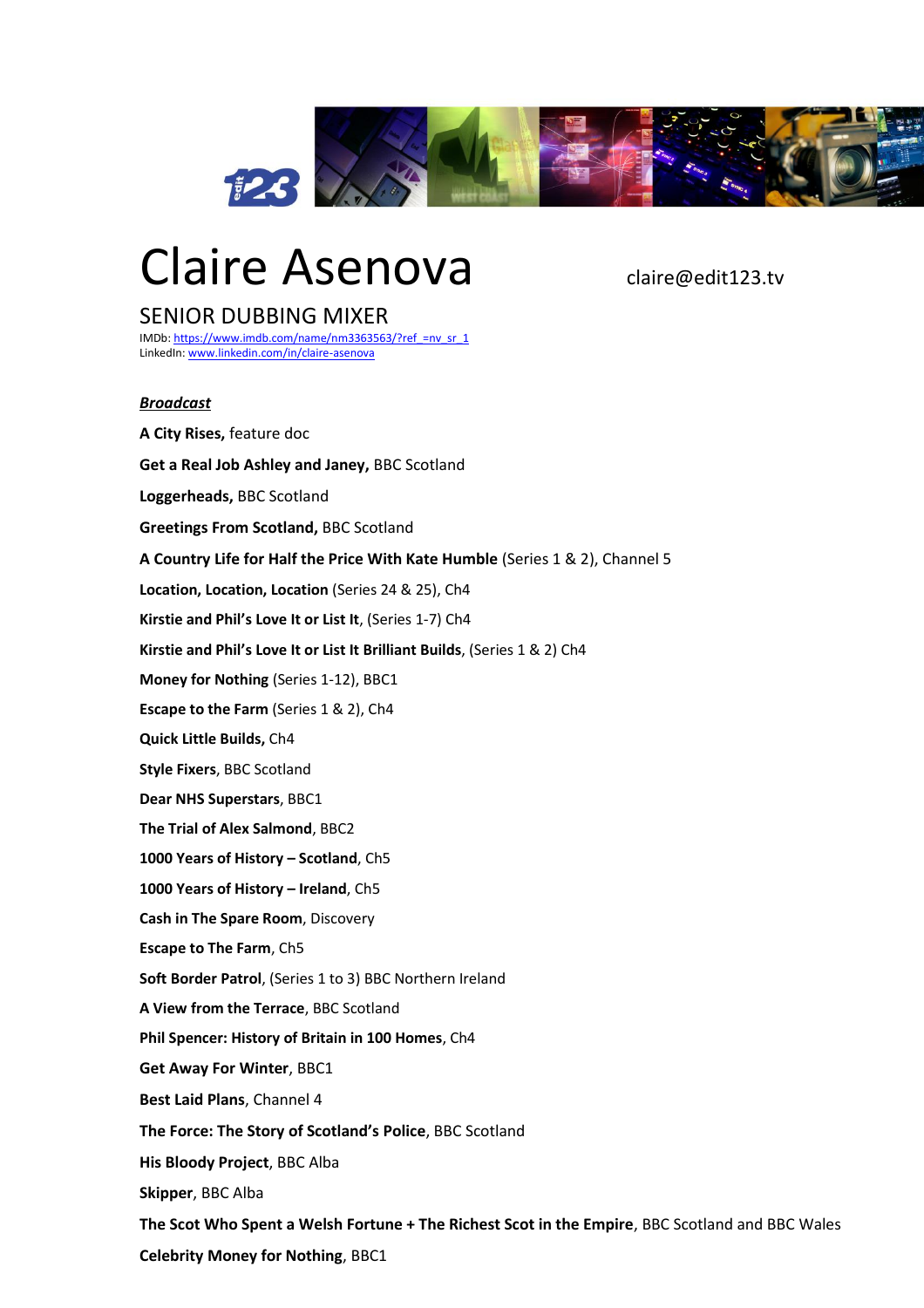# Claire Asenova

claire@edit123.tv

## SENIOR DUBBING MIXER

IMDb: [https://www.imdb.com/name/nm3363563/?ref_=nv_sr_1](https://www.imdb.com/name/nm3363563/?ref_=nv_sr_1)
LinkedIn: [www.linkedin.com/in/claire-asenova](www.linkedin.com/in/claire-asenova)

***Broadcast***

**A City Rises,** feature doc

**Get a Real Job Ashley and Janey,** BBC Scotland

**Loggerheads,** BBC Scotland

**Greetings From Scotland,** BBC Scotland

**A Country Life for Half the Price With Kate Humble** (Series 1 & 2), Channel 5

**Location, Location, Location** (Series 24 & 25), Ch4

**Kirstie and Phil's Love It or List It**, (Series 1-7) Ch4

**Kirstie and Phil's Love It or List It Brilliant Builds**, (Series 1 & 2) Ch4

**Money for Nothing** (Series 1-12), BBC1

**Escape to the Farm** (Series 1 & 2), Ch4

**Quick Little Builds,** Ch4

**Style Fixers**, BBC Scotland

**Dear NHS Superstars**, BBC1

**The Trial of Alex Salmond**, BBC2

**1000 Years of History – Scotland**, Ch5

**1000 Years of History – Ireland**, Ch5

**Cash in The Spare Room**, Discovery

**Escape to The Farm**, Ch5

**Soft Border Patrol**, (Series 1 to 3) BBC Northern Ireland

**A View from the Terrace**, BBC Scotland

**Phil Spencer: History of Britain in 100 Homes**, Ch4

**Get Away For Winter**, BBC1

**Best Laid Plans**, Channel 4

**The Force: The Story of Scotland's Police**, BBC Scotland

**His Bloody Project**, BBC Alba

**Skipper**, BBC Alba

**The Scot Who Spent a Welsh Fortune + The Richest Scot in the Empire**, BBC Scotland and BBC Wales

**Celebrity Money for Nothing**, BBC1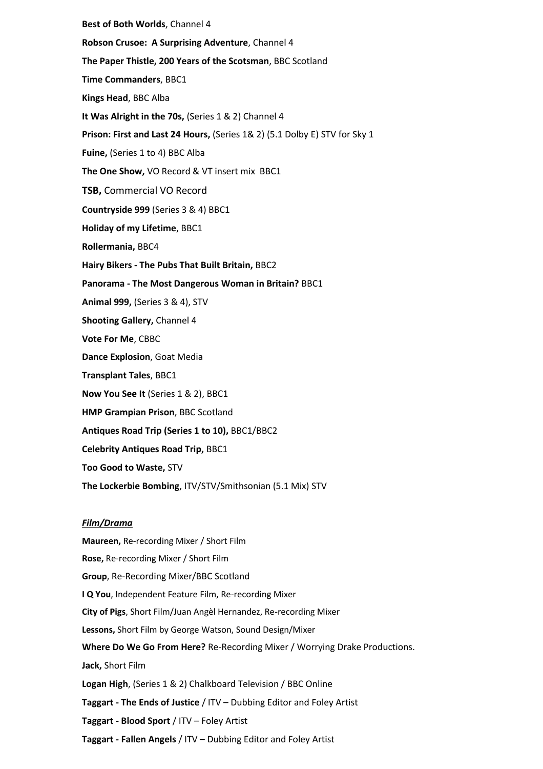**Best of Both Worlds**, Channel 4

**Robson Crusoe: A Surprising Adventure**, Channel 4

**The Paper Thistle, 200 Years of the Scotsman**, BBC Scotland

**Time Commanders**, BBC1

**Kings Head**, BBC Alba

**It Was Alright in the 70s,** (Series 1 & 2) Channel 4

**Prison: First and Last 24 Hours,** (Series 1& 2) (5.1 Dolby E) STV for Sky 1

**Fuine,** (Series 1 to 4) BBC Alba

**The One Show,** VO Record & VT insert mix BBC1

**TSB,** Commercial VO Record

**Countryside 999** (Series 3 & 4) BBC1

**Holiday of my Lifetime**, BBC1

**Rollermania,** BBC4

**Hairy Bikers - The Pubs That Built Britain,** BBC2

**Panorama - The Most Dangerous Woman in Britain?** BBC1

**Animal 999,** (Series 3 & 4), STV

**Shooting Gallery,** Channel 4

**Vote For Me**, CBBC

**Dance Explosion**, Goat Media

**Transplant Tales**, BBC1

**Now You See It** (Series 1 & 2), BBC1

**HMP Grampian Prison**, BBC Scotland

**Antiques Road Trip (Series 1 to 10),** BBC1/BBC2

**Celebrity Antiques Road Trip,** BBC1

**Too Good to Waste,** STV

**The Lockerbie Bombing**, ITV/STV/Smithsonian (5.1 Mix) STV

***Film/Drama***

**Maureen,** Re-recording Mixer / Short Film

**Rose,** Re-recording Mixer / Short Film

**Group**, Re-Recording Mixer/BBC Scotland

**I Q You**, Independent Feature Film, Re-recording Mixer

**City of Pigs**, Short Film/Juan Angèl Hernandez, Re-recording Mixer

**Lessons,** Short Film by George Watson, Sound Design/Mixer

**Where Do We Go From Here?** Re-Recording Mixer / Worrying Drake Productions.

**Jack,** Short Film

**Logan High**, (Series 1 & 2) Chalkboard Television / BBC Online

**Taggart - The Ends of Justice** / ITV – Dubbing Editor and Foley Artist

**Taggart - Blood Sport** / ITV – Foley Artist

**Taggart - Fallen Angels** / ITV – Dubbing Editor and Foley Artist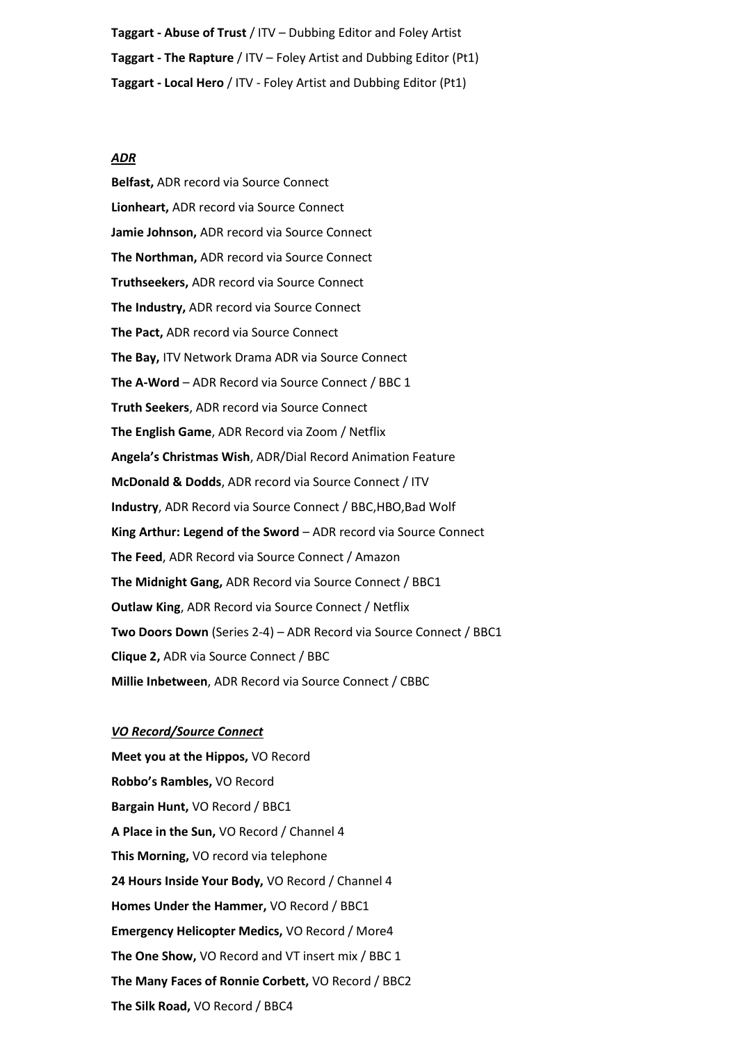**Taggart - Abuse of Trust** / ITV – Dubbing Editor and Foley Artist

**Taggart - The Rapture** / ITV – Foley Artist and Dubbing Editor (Pt1)

**Taggart - Local Hero** / ITV - Foley Artist and Dubbing Editor (Pt1)

***ADR***

**Belfast,** ADR record via Source Connect

**Lionheart,** ADR record via Source Connect

**Jamie Johnson,** ADR record via Source Connect

**The Northman,** ADR record via Source Connect

**Truthseekers,** ADR record via Source Connect

**The Industry,** ADR record via Source Connect

**The Pact,** ADR record via Source Connect

**The Bay,** ITV Network Drama ADR via Source Connect

**The A-Word** – ADR Record via Source Connect / BBC 1

**Truth Seekers**, ADR record via Source Connect

**The English Game**, ADR Record via Zoom / Netflix

**Angela's Christmas Wish**, ADR/Dial Record Animation Feature

**McDonald & Dodds**, ADR record via Source Connect / ITV

**Industry**, ADR Record via Source Connect / BBC,HBO,Bad Wolf

**King Arthur: Legend of the Sword** – ADR record via Source Connect

**The Feed**, ADR Record via Source Connect / Amazon

**The Midnight Gang,** ADR Record via Source Connect / BBC1

**Outlaw King**, ADR Record via Source Connect / Netflix

**Two Doors Down** (Series 2-4) – ADR Record via Source Connect / BBC1

**Clique 2,** ADR via Source Connect / BBC

**Millie Inbetween**, ADR Record via Source Connect / CBBC

***VO Record/Source Connect***

**Meet you at the Hippos,** VO Record

**Robbo's Rambles,** VO Record

**Bargain Hunt,** VO Record / BBC1

**A Place in the Sun,** VO Record / Channel 4

**This Morning,** VO record via telephone

**24 Hours Inside Your Body,** VO Record / Channel 4

**Homes Under the Hammer,** VO Record / BBC1

**Emergency Helicopter Medics,** VO Record / More4

**The One Show,** VO Record and VT insert mix / BBC 1

**The Many Faces of Ronnie Corbett,** VO Record / BBC2

**The Silk Road,** VO Record / BBC4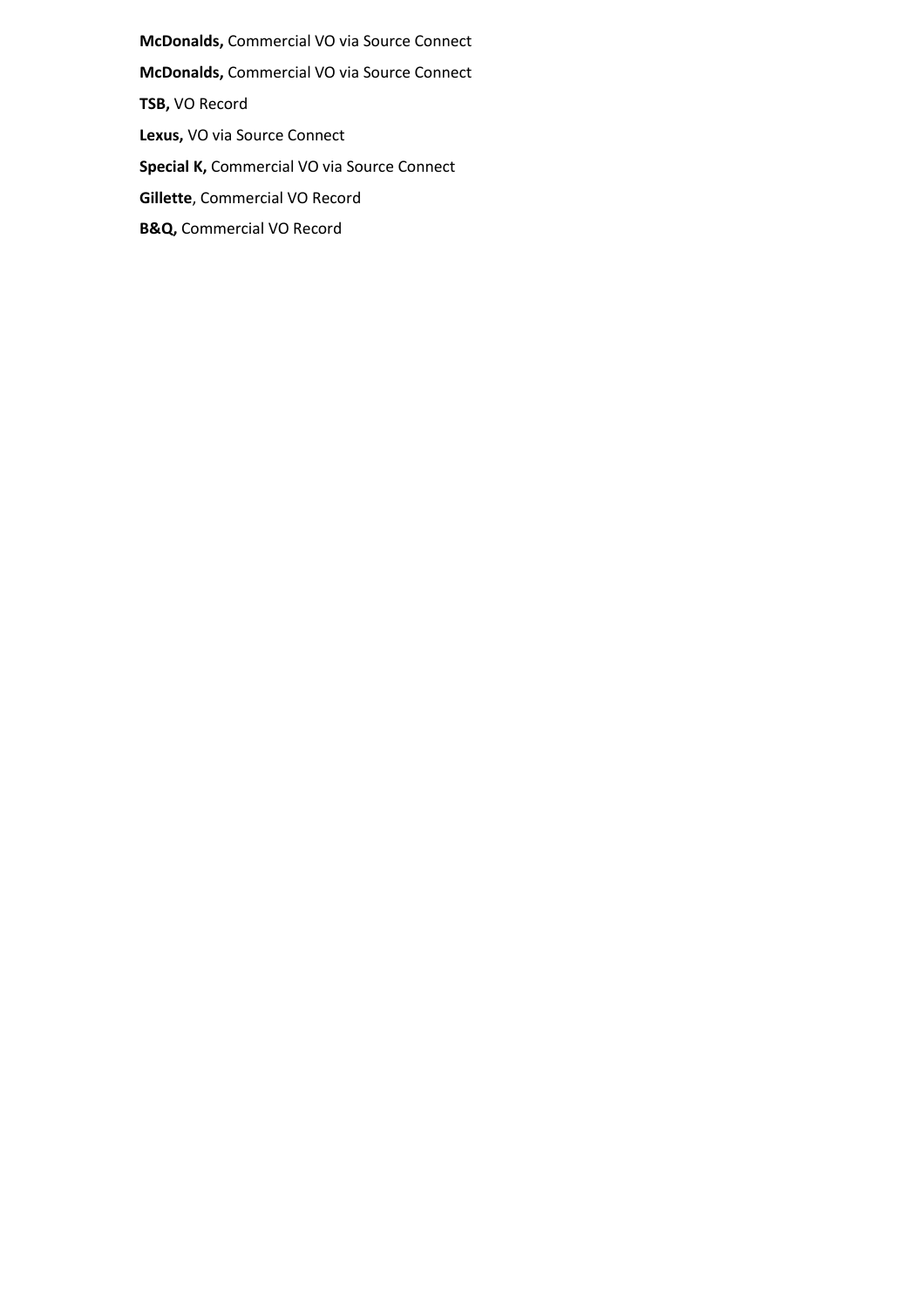**McDonalds,** Commercial VO via Source Connect

**McDonalds,** Commercial VO via Source Connect

**TSB,** VO Record

**Lexus,** VO via Source Connect

**Special K,** Commercial VO via Source Connect

**Gillette**, Commercial VO Record

**B&Q,** Commercial VO Record